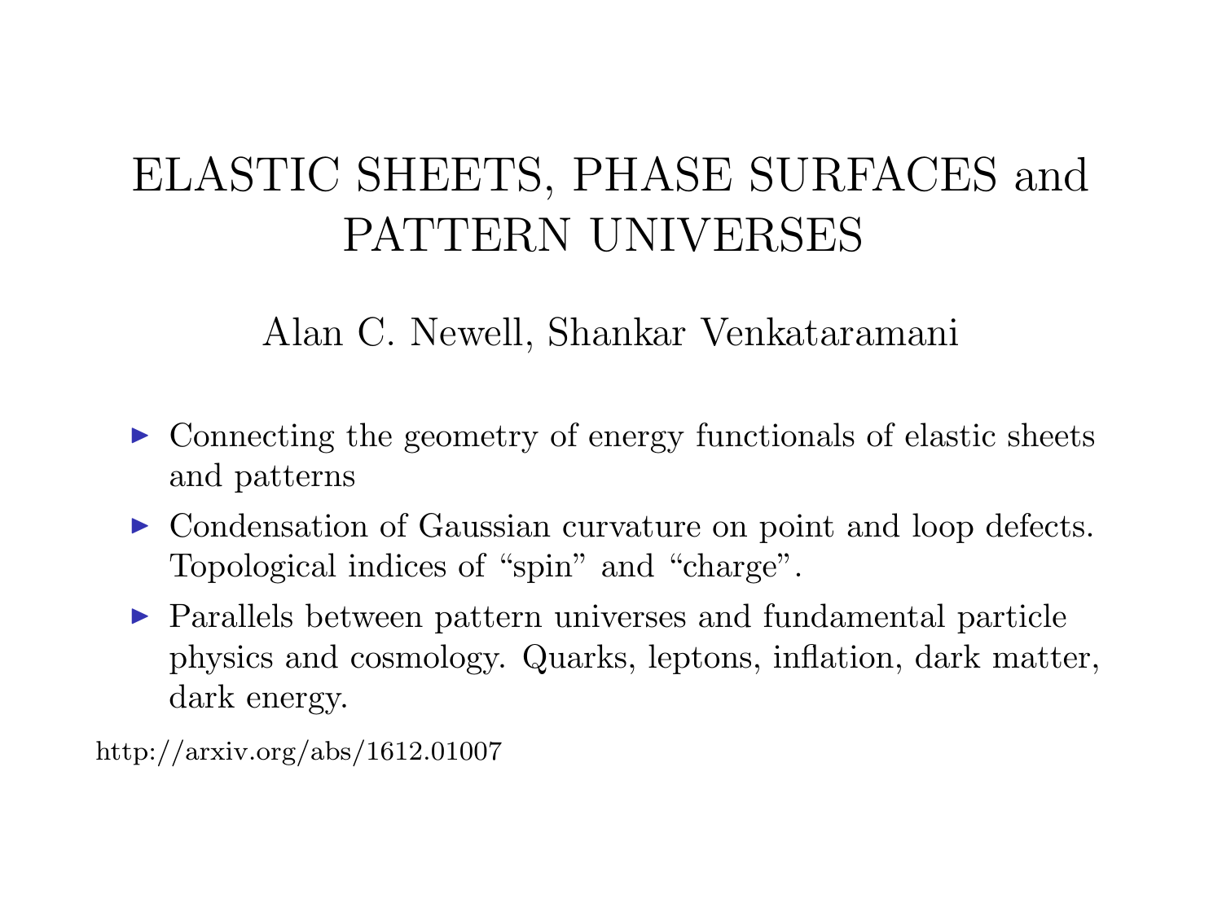# ELASTIC SHEETS, PHASE SURFACES and PATTERN UNIVERSES

Alan C. Newell, Shankar Venkataramani

- Connecting the geometry of energy functionals of elastic sheets and patterns
- Condensation of Gaussian curvature on point and loop defects. Topological indices of “spin” and “charge”.
- Parallels between pattern universes and fundamental particle physics and cosmology. Quarks, leptons, inflation, dark matter, dark energy.

http://arxiv.org/abs/1612.01007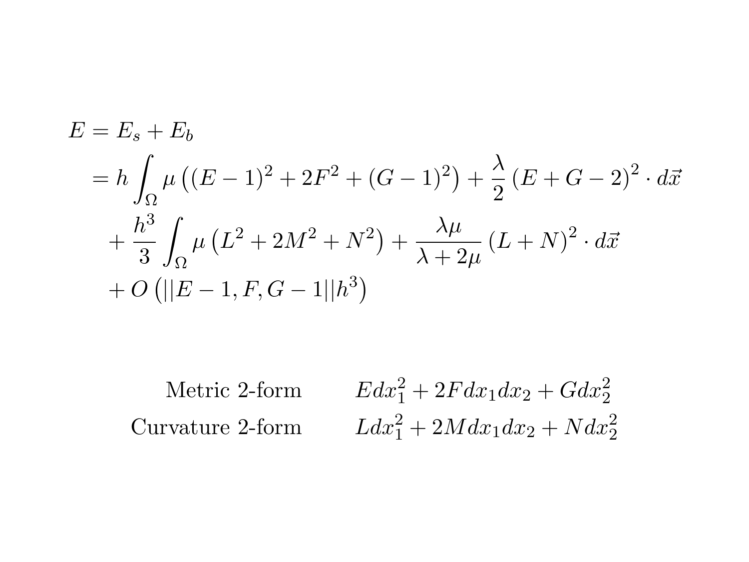$$
\begin{aligned}
E &= E_s + E_b \\
&= h \int_\Omega \mu \left( (E-1)^2 + 2F^2 + (G-1)^2 \right) + \frac{\lambda}{2} \left( E + G - 2 \right)^2 \cdot d\vec{x} \\
&\quad + \frac{h^3}{3} \int_\Omega \mu \left( L^2 + 2M^2 + N^2 \right) + \frac{\lambda \mu}{\lambda + 2\mu} \left( L + N \right)^2 \cdot d\vec{x} \\
&\quad + O\left( ||E-1, F, G-1|| h^3 \right)
\end{aligned}
$$

| | |
|---|---|
| Metric 2-form | $E dx_1^2 + 2F dx_1 dx_2 + G dx_2^2$ |
| Curvature 2-form | $L dx_1^2 + 2M dx_1 dx_2 + N dx_2^2$ |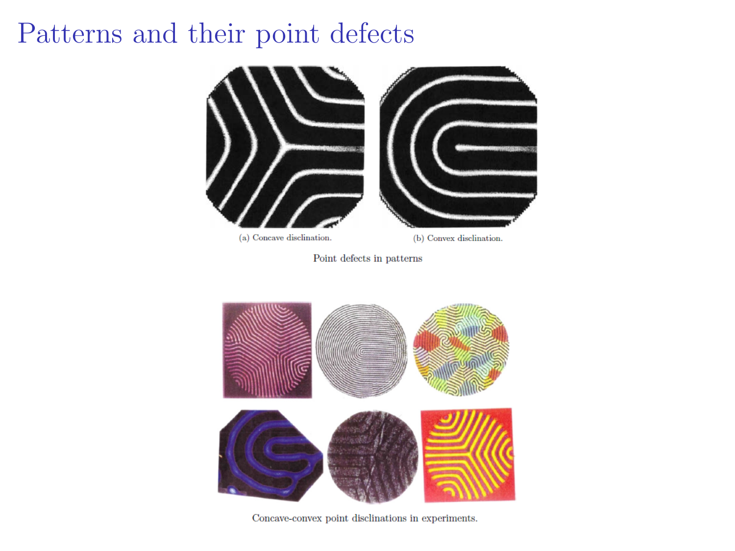# Patterns and their point defects

(a) Concave disclination.

(b) Convex disclination.

Point defects in patterns

Concave-convex point disclinations in experiments.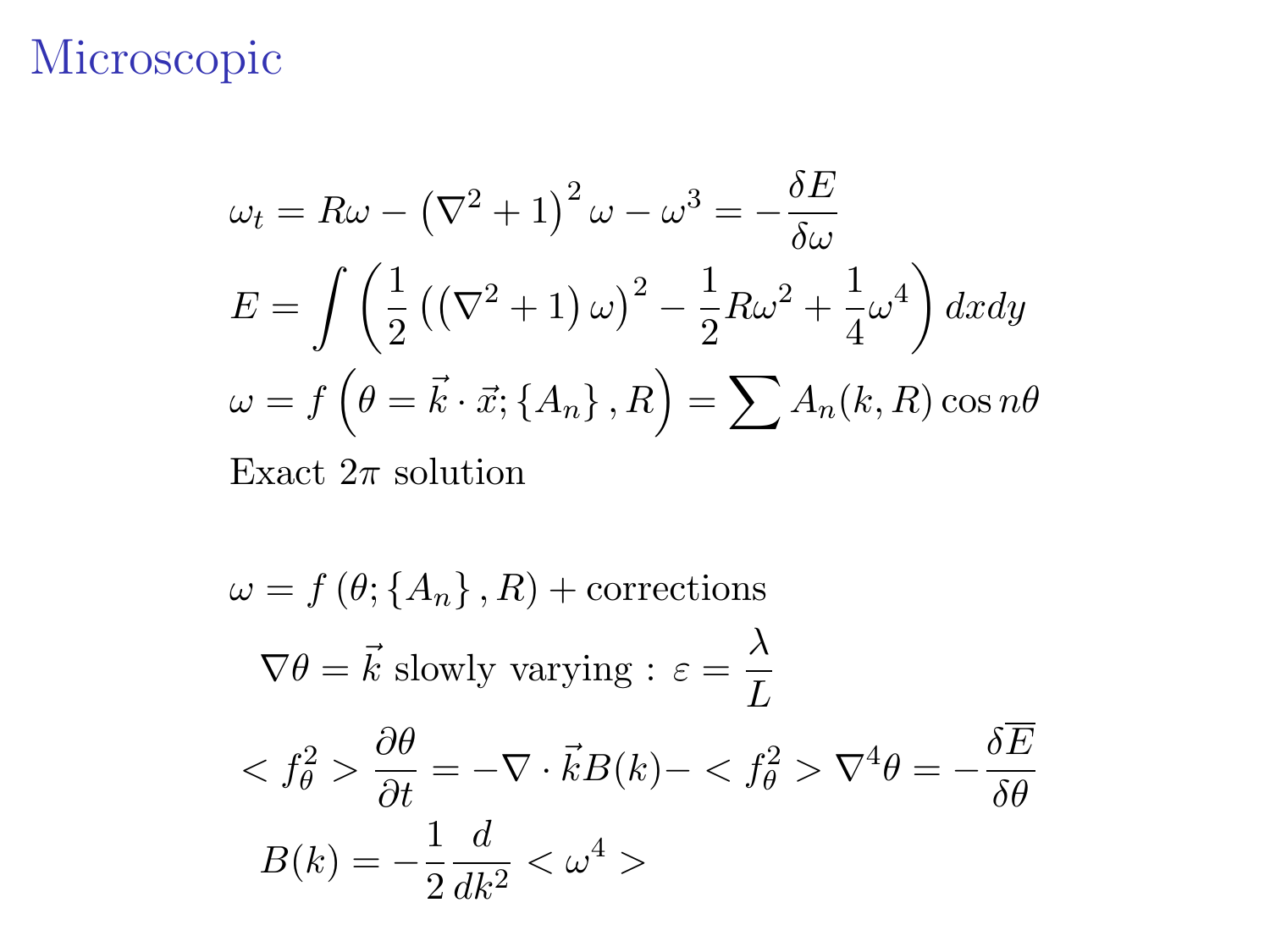# Microscopic

$$\omega_t = R\omega - \left(\nabla^2 + 1\right)^2 \omega - \omega^3 = -\frac{\delta E}{\delta \omega}$$

$$E = \int \left( \frac{1}{2} \left( \left(\nabla^2 + 1\right) \omega \right)^2 - \frac{1}{2} R \omega^2 + \frac{1}{4} \omega^4 \right) dx dy$$

$$\omega = f\left(\theta = \vec{k} \cdot \vec{x}; \left\{A_n\right\}, R\right) = \sum A_n(k, R) \cos n\theta$$

Exact $2\pi$ solution

$$\omega = f\left(\theta; \left\{A_n\right\}, R\right) + \text{corrections}$$

$\nabla \theta = \vec{k}$ slowly varying : $\varepsilon = \dfrac{\lambda}{L}$

$$< f_\theta^2 > \frac{\partial \theta}{\partial t} = -\nabla \cdot \vec{k} B(k) - < f_\theta^2 > \nabla^4 \theta = -\frac{\delta \overline{E}}{\delta \theta}$$

$$B(k) = -\frac{1}{2} \frac{d}{dk^2} < \omega^4 >$$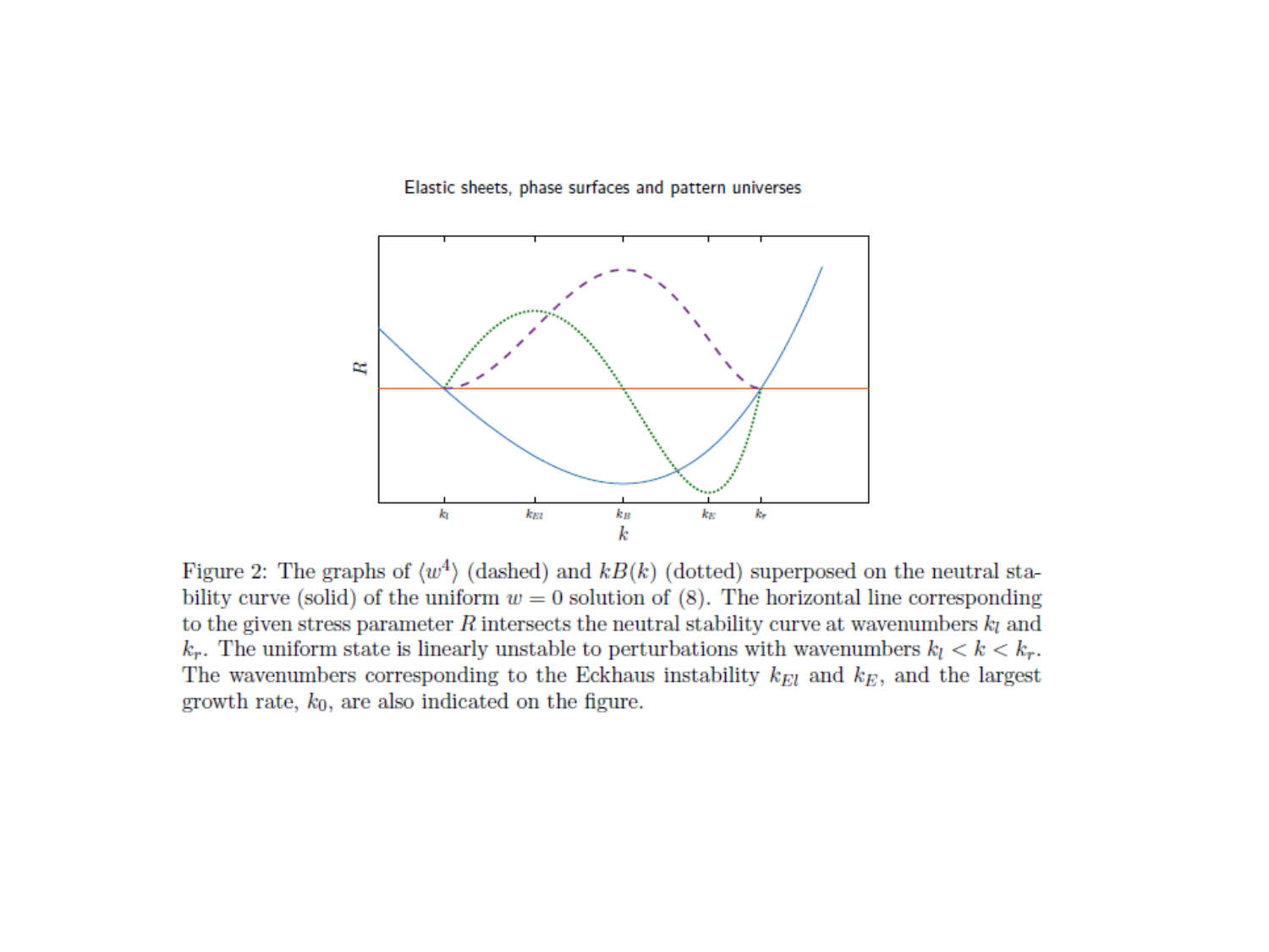Figure 2: The graphs of $\langle w^4 \rangle$ (dashed) and $kB(k)$ (dotted) superposed on the neutral stability curve (solid) of the uniform $w = 0$ solution of (8). The horizontal line corresponding to the given stress parameter $R$ intersects the neutral stability curve at wavenumbers $k_l$ and $k_r$. The uniform state is linearly unstable to perturbations with wavenumbers $k_l < k < k_r$. The wavenumbers corresponding to the Eckhaus instability $k_{El}$ and $k_E$, and the largest growth rate, $k_0$, are also indicated on the figure.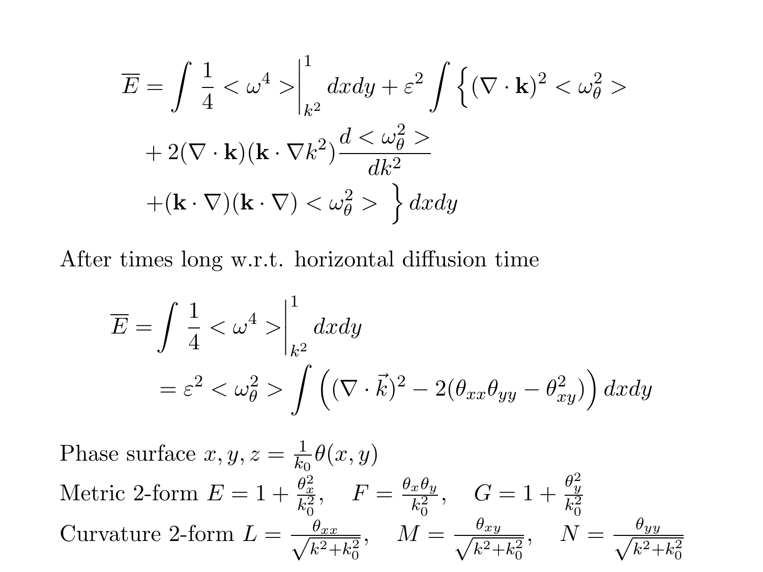$$\overline{E} = \int \frac{1}{4} < \omega^4 > \Big|_{k^2}^{1} dxdy + \varepsilon^2 \int \Big\{ (\nabla \cdot \mathbf{k})^2 < \omega_\theta^2 >$$

$$+ 2(\nabla \cdot \mathbf{k})(\mathbf{k} \cdot \nabla k^2) \frac{d < \omega_\theta^2 >}{dk^2}$$

$$+ (\mathbf{k} \cdot \nabla)(\mathbf{k} \cdot \nabla) < \omega_\theta^2 > \Big\} dxdy$$

After times long w.r.t. horizontal diffusion time

$$\overline{E} = \int \frac{1}{4} < \omega^4 > \Big|_{k^2}^{1} dxdy$$

$$= \varepsilon^2 < \omega_\theta^2 > \int \Big( (\nabla \cdot \vec{k})^2 - 2(\theta_{xx}\theta_{yy} - \theta_{xy}^2) \Big) dxdy$$

Phase surface $x, y, z = \frac{1}{k_0}\theta(x, y)$

Metric 2-form $E = 1 + \frac{\theta_x^2}{k_0^2}, \quad F = \frac{\theta_x \theta_y}{k_0^2}, \quad G = 1 + \frac{\theta_y^2}{k_0^2}$

Curvature 2-form $L = \frac{\theta_{xx}}{\sqrt{k^2 + k_0^2}}, \quad M = \frac{\theta_{xy}}{\sqrt{k^2 + k_0^2}}, \quad N = \frac{\theta_{yy}}{\sqrt{k^2 + k_0^2}}$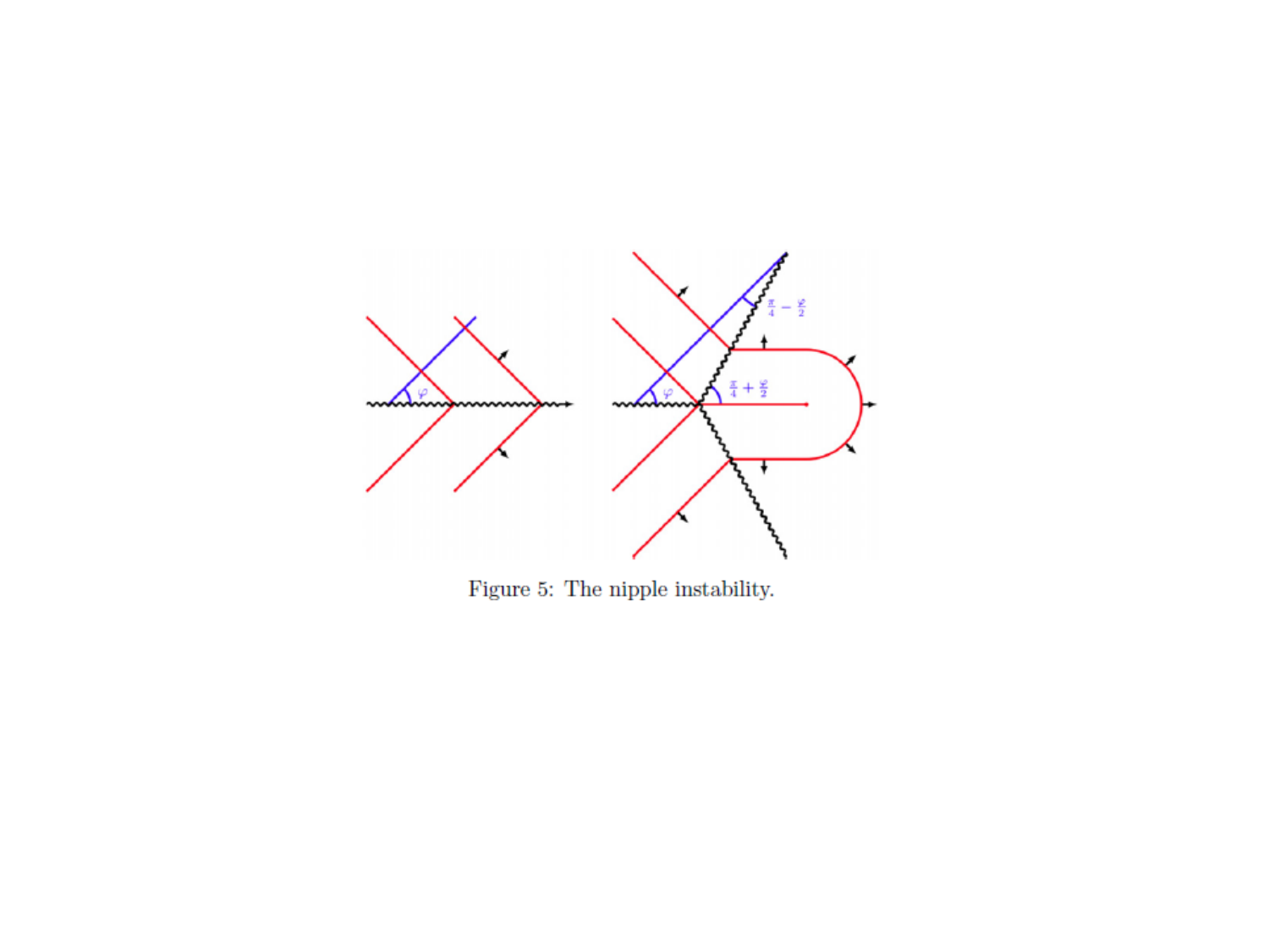Figure 5: The nipple instability.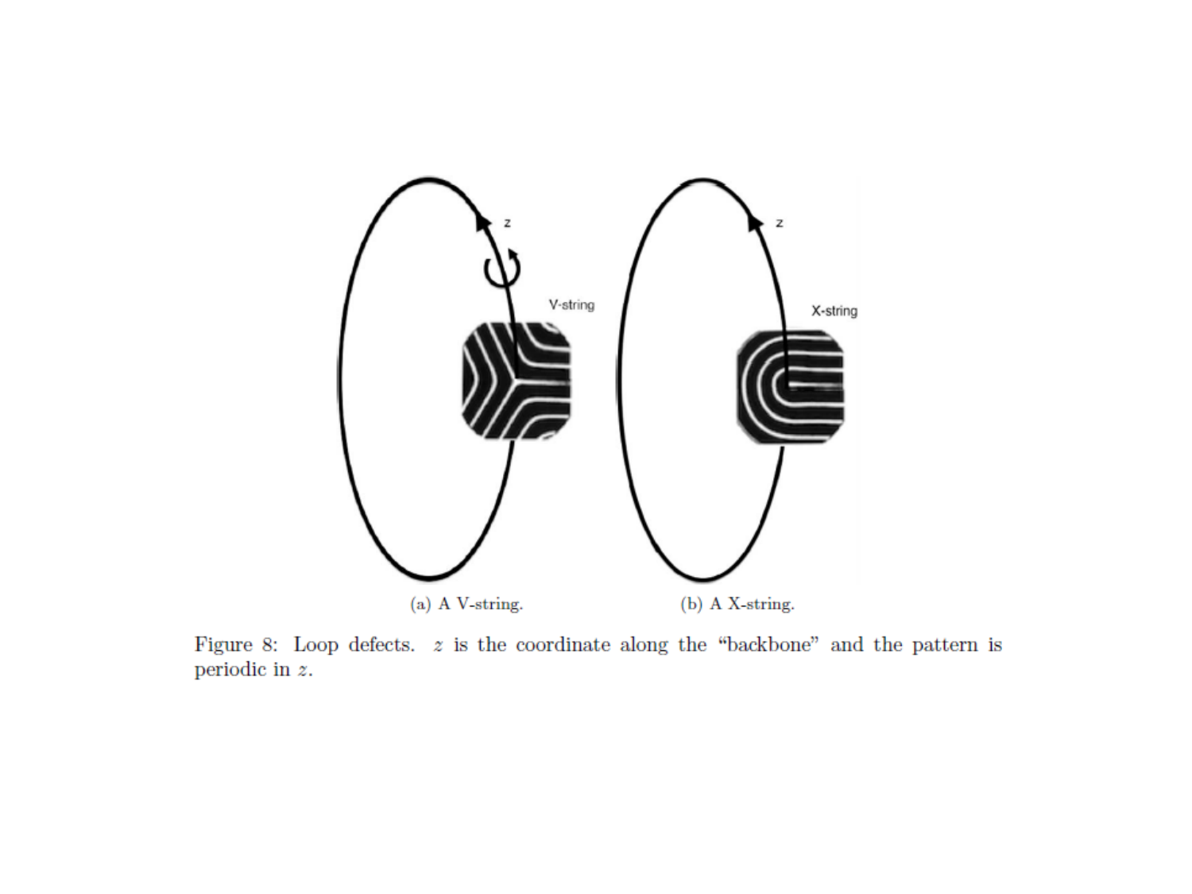(a) A V-string.

(b) A X-string.

Figure 8: Loop defects. $z$ is the coordinate along the "backbone" and the pattern is periodic in $z$.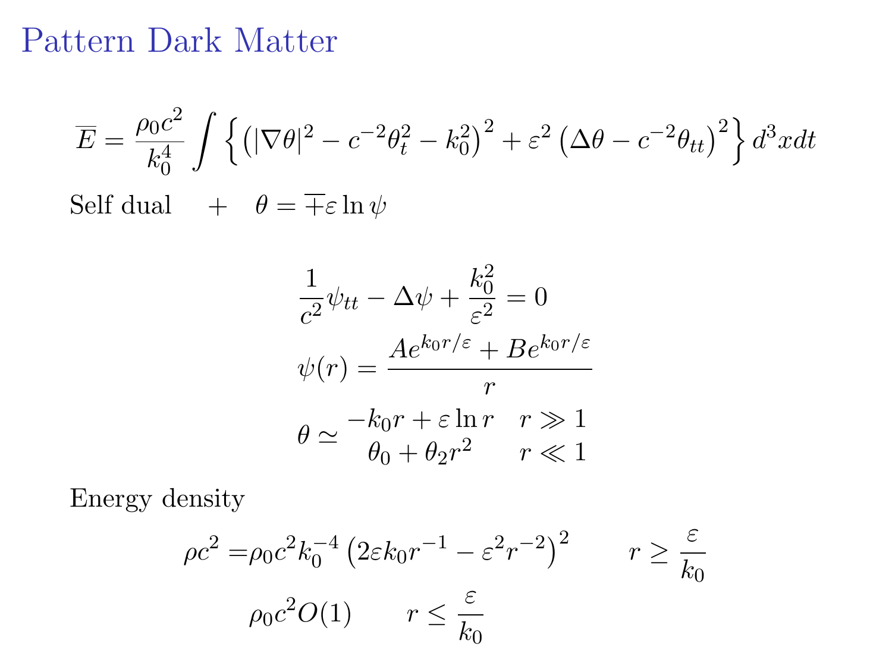# Pattern Dark Matter

$$\overline{E} = \frac{\rho_0 c^2}{k_0^4} \int \left\{ \left( |\nabla \theta|^2 - c^{-2}\theta_t^2 - k_0^2 \right)^2 + \varepsilon^2 \left( \Delta\theta - c^{-2}\theta_{tt} \right)^2 \right\} d^3x dt$$

Self dual $\quad + \quad \theta = \mp \varepsilon \ln \psi$

$$\frac{1}{c^2}\psi_{tt} - \Delta\psi + \frac{k_0^2}{\varepsilon^2} = 0$$

$$\psi(r) = \frac{A e^{k_0 r/\varepsilon} + B e^{k_0 r/\varepsilon}}{r}$$

$$\theta \simeq \begin{matrix} -k_0 r + \varepsilon \ln r & r \gg 1 \\ \theta_0 + \theta_2 r^2 & r \ll 1 \end{matrix}$$

Energy density

$$\rho c^2 = \rho_0 c^2 k_0^{-4} \left( 2\varepsilon k_0 r^{-1} - \varepsilon^2 r^{-2} \right)^2 \qquad r \geq \frac{\varepsilon}{k_0}$$

$$\rho_0 c^2 O(1) \qquad r \leq \frac{\varepsilon}{k_0}$$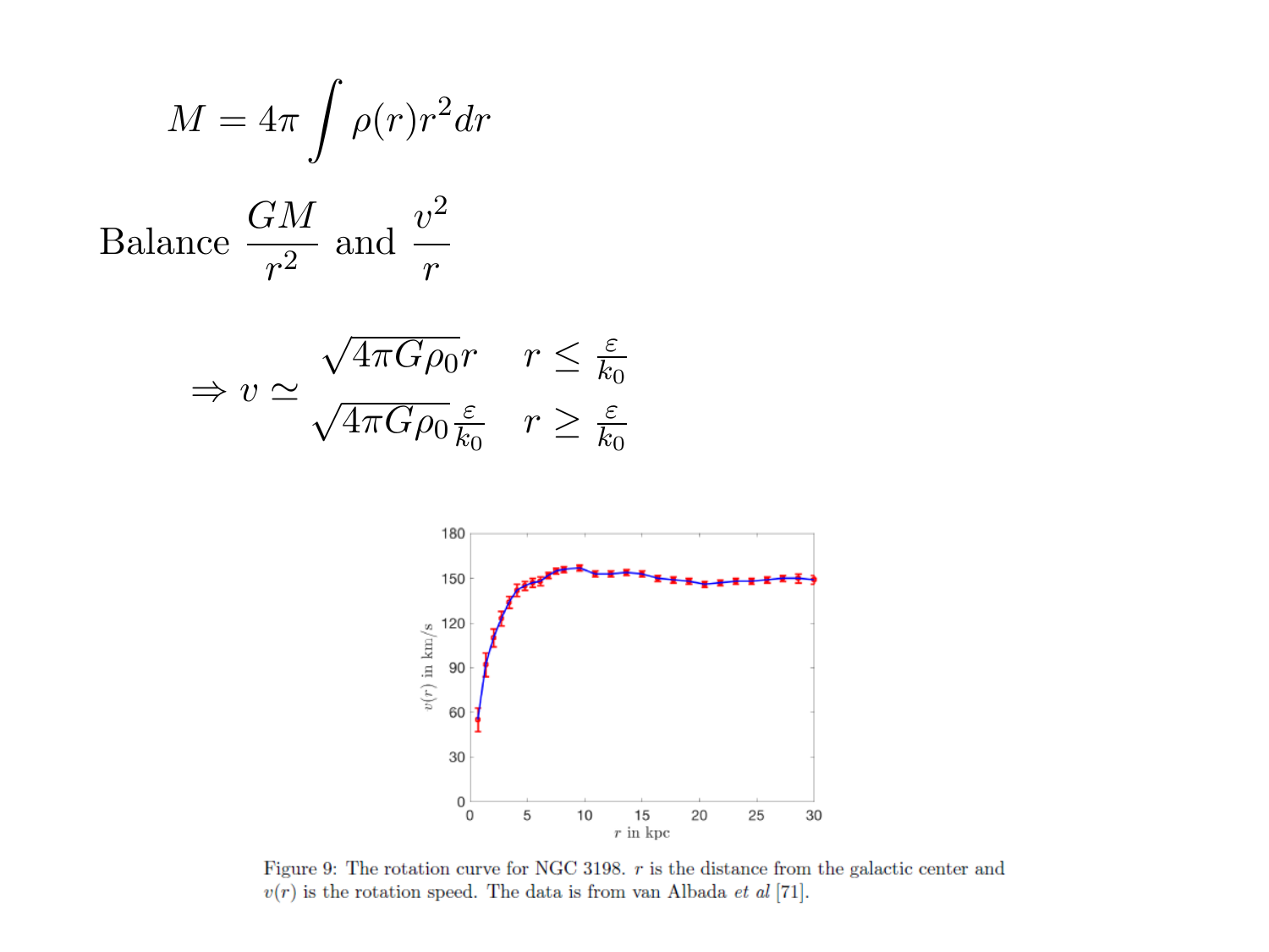$$M = 4\pi \int \rho(r) r^2 dr$$

Balance $\dfrac{GM}{r^2}$ and $\dfrac{v^2}{r}$

$$\Rightarrow v \simeq \begin{array}{ll} \sqrt{4\pi G \rho_0} r & r \leq \frac{\varepsilon}{k_0} \\ \sqrt{4\pi G \rho_0} \frac{\varepsilon}{k_0} & r \geq \frac{\varepsilon}{k_0} \end{array}$$

180
150
120
90
60
30
0
0 5 10 15 20 25 30
$v(r)$ in km/s
$r$ in kpc

Figure 9: The rotation curve for NGC 3198. $r$ is the distance from the galactic center and $v(r)$ is the rotation speed. The data is from van Albada *et al* [71].